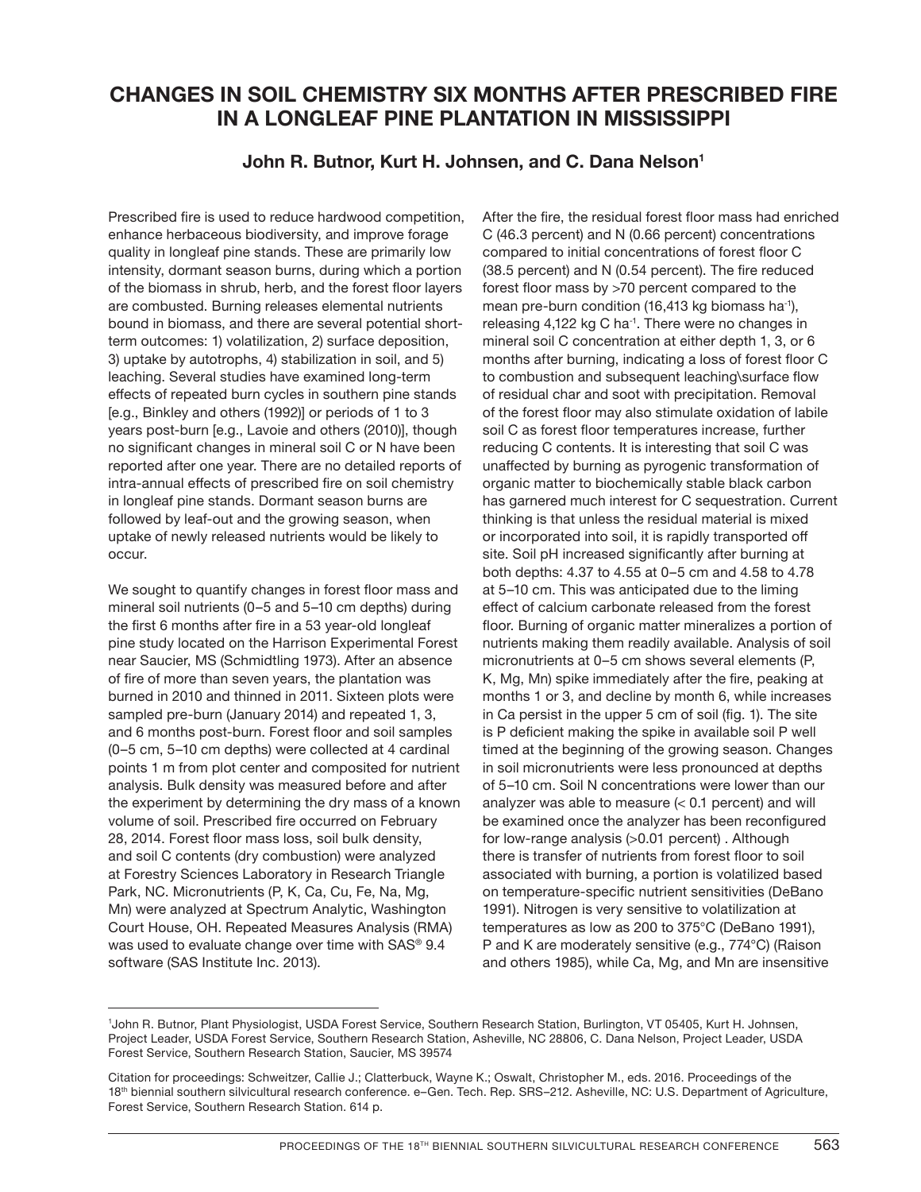# CHANGES IN SOIL CHEMISTRY SIX MONTHS AFTER PRESCRIBED FIRE IN A LONGLEAF PINE PLANTATION IN MISSISSIPPI

**John R. Butnor, Kurt H. Johnsen, and C. Dana Nelson[1]**

Prescribed fire is used to reduce hardwood competition, enhance herbaceous biodiversity, and improve forage quality in longleaf pine stands. These are primarily low intensity, dormant season burns, during which a portion of the biomass in shrub, herb, and the forest floor layers are combusted. Burning releases elemental nutrients bound in biomass, and there are several potential short-term outcomes: 1) volatilization, 2) surface deposition, 3) uptake by autotrophs, 4) stabilization in soil, and 5) leaching. Several studies have examined long-term effects of repeated burn cycles in southern pine stands [e.g., Binkley and others (1992)] or periods of 1 to 3 years post-burn [e.g., Lavoie and others (2010)], though no significant changes in mineral soil C or N have been reported after one year. There are no detailed reports of intra-annual effects of prescribed fire on soil chemistry in longleaf pine stands. Dormant season burns are followed by leaf-out and the growing season, when uptake of newly released nutrients would be likely to occur.

We sought to quantify changes in forest floor mass and mineral soil nutrients (0–5 and 5–10 cm depths) during the first 6 months after fire in a 53 year-old longleaf pine study located on the Harrison Experimental Forest near Saucier, MS (Schmidtling 1973). After an absence of fire of more than seven years, the plantation was burned in 2010 and thinned in 2011. Sixteen plots were sampled pre-burn (January 2014) and repeated 1, 3, and 6 months post-burn. Forest floor and soil samples (0–5 cm, 5–10 cm depths) were collected at 4 cardinal points 1 m from plot center and composited for nutrient analysis. Bulk density was measured before and after the experiment by determining the dry mass of a known volume of soil. Prescribed fire occurred on February 28, 2014. Forest floor mass loss, soil bulk density, and soil C contents (dry combustion) were analyzed at Forestry Sciences Laboratory in Research Triangle Park, NC. Micronutrients (P, K, Ca, Cu, Fe, Na, Mg, Mn) were analyzed at Spectrum Analytic, Washington Court House, OH. Repeated Measures Analysis (RMA) was used to evaluate change over time with SAS® 9.4 software (SAS Institute Inc. 2013).

After the fire, the residual forest floor mass had enriched C (46.3 percent) and N (0.66 percent) concentrations compared to initial concentrations of forest floor C (38.5 percent) and N (0.54 percent). The fire reduced forest floor mass by >70 percent compared to the mean pre-burn condition (16,413 kg biomass $ha^{-1}$), releasing 4,122 kg C $ha^{-1}$. There were no changes in mineral soil C concentration at either depth 1, 3, or 6 months after burning, indicating a loss of forest floor C to combustion and subsequent leaching\surface flow of residual char and soot with precipitation. Removal of the forest floor may also stimulate oxidation of labile soil C as forest floor temperatures increase, further reducing C contents. It is interesting that soil C was unaffected by burning as pyrogenic transformation of organic matter to biochemically stable black carbon has garnered much interest for C sequestration. Current thinking is that unless the residual material is mixed or incorporated into soil, it is rapidly transported off site. Soil pH increased significantly after burning at both depths: 4.37 to 4.55 at 0–5 cm and 4.58 to 4.78 at 5–10 cm. This was anticipated due to the liming effect of calcium carbonate released from the forest floor. Burning of organic matter mineralizes a portion of nutrients making them readily available. Analysis of soil micronutrients at 0–5 cm shows several elements (P, K, Mg, Mn) spike immediately after the fire, peaking at months 1 or 3, and decline by month 6, while increases in Ca persist in the upper 5 cm of soil (fig. 1). The site is P deficient making the spike in available soil P well timed at the beginning of the growing season. Changes in soil micronutrients were less pronounced at depths of 5–10 cm. Soil N concentrations were lower than our analyzer was able to measure (< 0.1 percent) and will be examined once the analyzer has been reconfigured for low-range analysis (>0.01 percent) . Although there is transfer of nutrients from forest floor to soil associated with burning, a portion is volatilized based on temperature-specific nutrient sensitivities (DeBano 1991). Nitrogen is very sensitive to volatilization at temperatures as low as 200 to 375°C (DeBano 1991), P and K are moderately sensitive (e.g., 774°C) (Raison and others 1985), while Ca, Mg, and Mn are insensitive

---

[1]John R. Butnor, Plant Physiologist, USDA Forest Service, Southern Research Station, Burlington, VT 05405, Kurt H. Johnsen, Project Leader, USDA Forest Service, Southern Research Station, Asheville, NC 28806, C. Dana Nelson, Project Leader, USDA Forest Service, Southern Research Station, Saucier, MS 39574

Citation for proceedings: Schweitzer, Callie J.; Clatterbuck, Wayne K.; Oswalt, Christopher M., eds. 2016. Proceedings of the 18th biennial southern silvicultural research conference. e–Gen. Tech. Rep. SRS–212. Asheville, NC: U.S. Department of Agriculture, Forest Service, Southern Research Station. 614 p.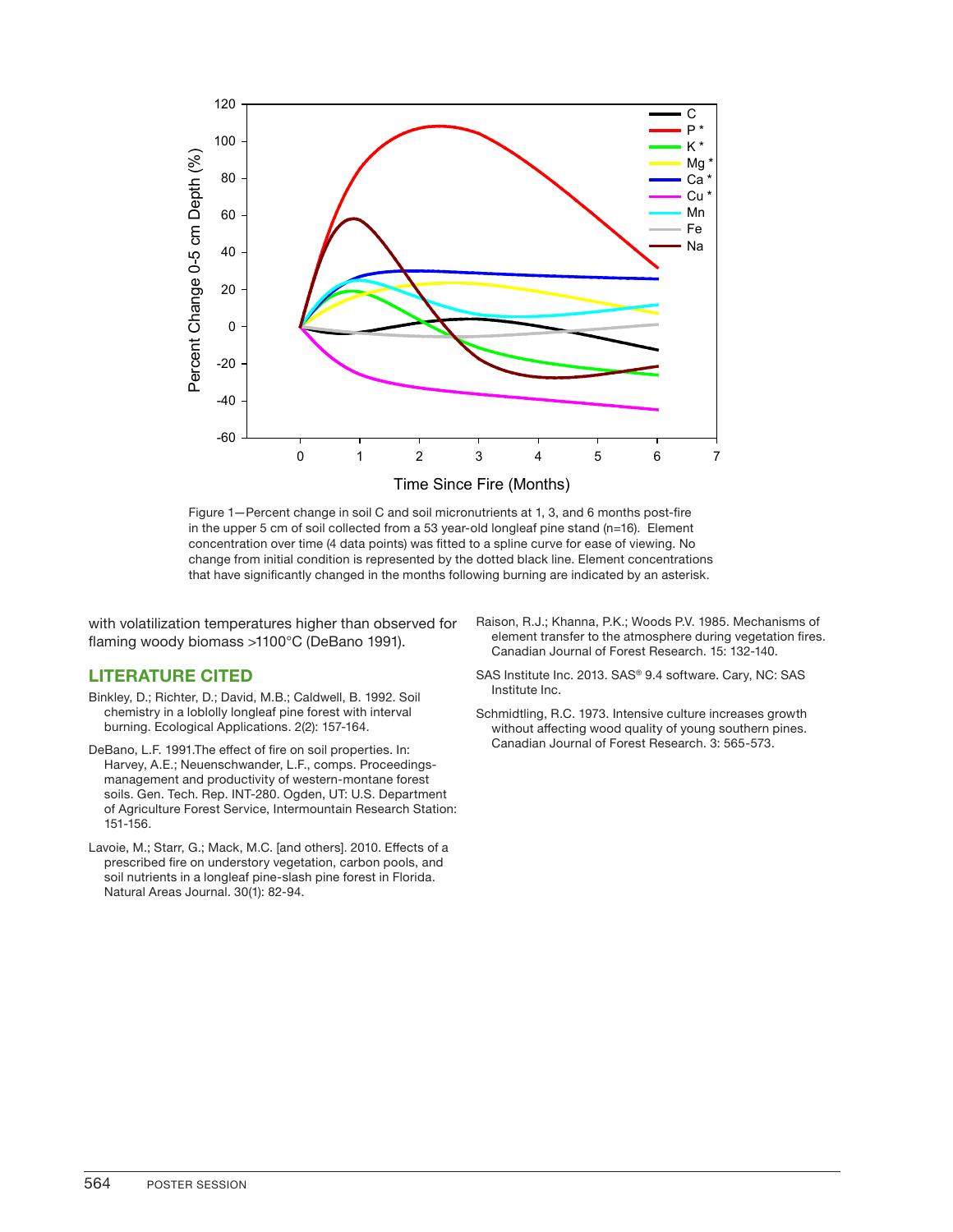120
100
80
60
40
20
0
-20
-40
-60

Percent Change 0-5 cm Depth (%)

0 1 2 3 4 5 6 7

Time Since Fire (Months)

C
P *
K *
Mg *
Ca *
Cu *
Mn
Fe
Na

Figure 1—Percent change in soil C and soil micronutrients at 1, 3, and 6 months post-fire in the upper 5 cm of soil collected from a 53 year-old longleaf pine stand (n=16). Element concentration over time (4 data points) was fitted to a spline curve for ease of viewing. No change from initial condition is represented by the dotted black line. Element concentrations that have significantly changed in the months following burning are indicated by an asterisk.

with volatilization temperatures higher than observed for flaming woody biomass >1100°C (DeBano 1991).

## LITERATURE CITED

Binkley, D.; Richter, D.; David, M.B.; Caldwell, B. 1992. Soil chemistry in a loblolly longleaf pine forest with interval burning. Ecological Applications. 2(2): 157-164.

DeBano, L.F. 1991.The effect of fire on soil properties. In: Harvey, A.E.; Neuenschwander, L.F., comps. Proceedings-management and productivity of western-montane forest soils. Gen. Tech. Rep. INT-280. Ogden, UT: U.S. Department of Agriculture Forest Service, Intermountain Research Station: 151-156.

Lavoie, M.; Starr, G.; Mack, M.C. [and others]. 2010. Effects of a prescribed fire on understory vegetation, carbon pools, and soil nutrients in a longleaf pine-slash pine forest in Florida. Natural Areas Journal. 30(1): 82-94.

Raison, R.J.; Khanna, P.K.; Woods P.V. 1985. Mechanisms of element transfer to the atmosphere during vegetation fires. Canadian Journal of Forest Research. 15: 132-140.

SAS Institute Inc. 2013. SAS® 9.4 software. Cary, NC: SAS Institute Inc.

Schmidtling, R.C. 1973. Intensive culture increases growth without affecting wood quality of young southern pines. Canadian Journal of Forest Research. 3: 565-573.